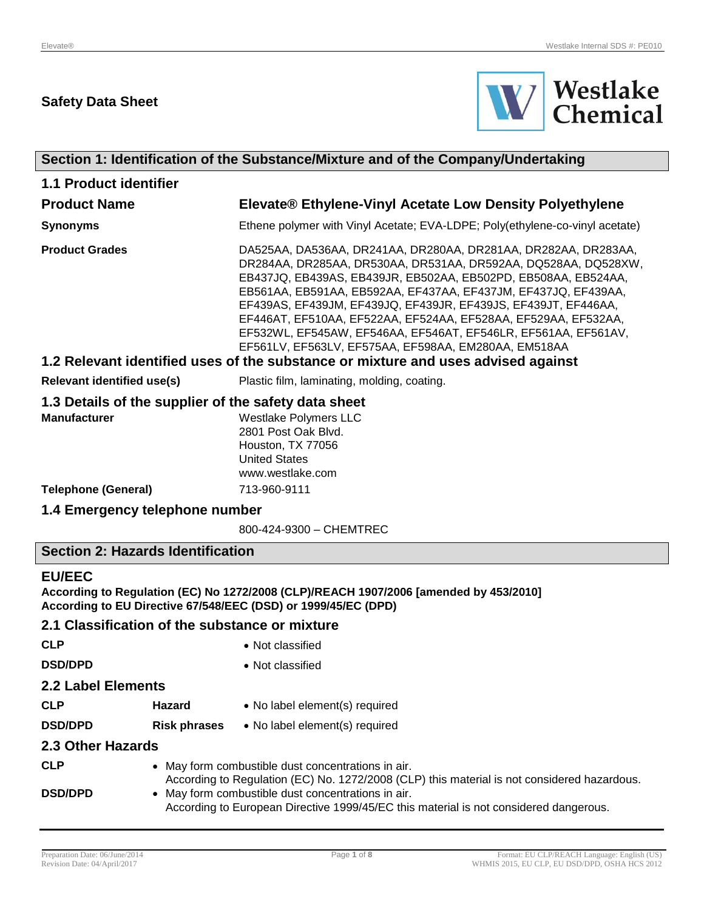# Safety Data Sheet

Westlake Chemical

## Section 1: Identification of the Substance/Mixture and of the Company/Undertaking

### 1.1 Product identifier

| | |
|---|---|
| **Product Name** | **Elevate® Ethylene-Vinyl Acetate Low Density Polyethylene** |
| **Synonyms** | Ethene polymer with Vinyl Acetate; EVA-LDPE; Poly(ethylene-co-vinyl acetate) |
| **Product Grades** | DA525AA, DA536AA, DR241AA, DR280AA, DR281AA, DR282AA, DR283AA, DR284AA, DR285AA, DR530AA, DR531AA, DR592AA, DQ528AA, DQ528XW, EB437JQ, EB439AS, EB439JR, EB502AA, EB502PD, EB508AA, EB524AA, EB561AA, EB591AA, EB592AA, EF437AA, EF437JM, EF437JQ, EF439AA, EF439AS, EF439JM, EF439JQ, EF439JR, EF439JS, EF439JT, EF446AA, EF446AT, EF510AA, EF522AA, EF524AA, EF528AA, EF529AA, EF532AA, EF532WL, EF545AW, EF546AA, EF546AT, EF546LR, EF561AA, EF561AV, EF561LV, EF563LV, EF575AA, EF598AA, EM280AA, EM518AA |

### 1.2 Relevant identified uses of the substance or mixture and uses advised against

| | |
|---|---|
| **Relevant identified use(s)** | Plastic film, laminating, molding, coating. |

### 1.3 Details of the supplier of the safety data sheet

| | |
|---|---|
| **Manufacturer** | Westlake Polymers LLC<br>2801 Post Oak Blvd.<br>Houston, TX 77056<br>United States<br>www.westlake.com |
| **Telephone (General)** | 713-960-9111 |

### 1.4 Emergency telephone number

800-424-9300 – CHEMTREC

## Section 2: Hazards Identification

### EU/EEC

**According to Regulation (EC) No 1272/2008 (CLP)/REACH 1907/2006 [amended by 453/2010]**
**According to EU Directive 67/548/EEC (DSD) or 1999/45/EC (DPD)**

### 2.1 Classification of the substance or mixture

| | |
|---|---|
| **CLP** | • Not classified |
| **DSD/DPD** | • Not classified |

### 2.2 Label Elements

| | | |
|---|---|---|
| **CLP** | **Hazard** | • No label element(s) required |
| **DSD/DPD** | **Risk phrases** | • No label element(s) required |

### 2.3 Other Hazards

| | |
|---|---|
| **CLP** | • May form combustible dust concentrations in air.<br>According to Regulation (EC) No. 1272/2008 (CLP) this material is not considered hazardous. |
| **DSD/DPD** | • May form combustible dust concentrations in air.<br>According to European Directive 1999/45/EC this material is not considered dangerous. |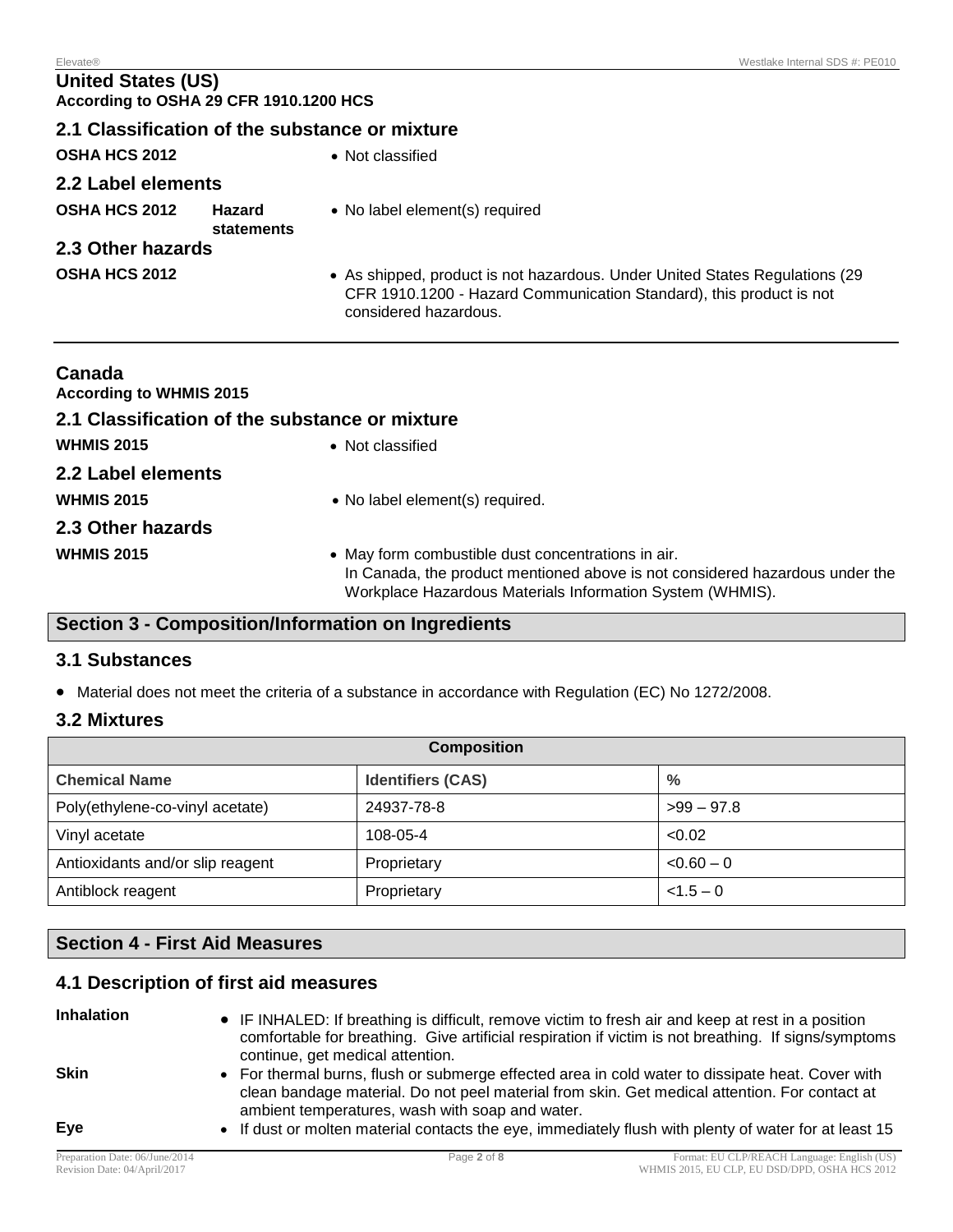## United States (US)

**According to OSHA 29 CFR 1910.1200 HCS**

### 2.1 Classification of the substance or mixture

**OSHA HCS 2012**
- Not classified

### 2.2 Label elements

**OSHA HCS 2012** **Hazard statements**
- No label element(s) required

### 2.3 Other hazards

**OSHA HCS 2012**
- As shipped, product is not hazardous. Under United States Regulations (29 CFR 1910.1200 - Hazard Communication Standard), this product is not considered hazardous.

---

## Canada

**According to WHMIS 2015**

### 2.1 Classification of the substance or mixture

**WHMIS 2015**
- Not classified

### 2.2 Label elements

**WHMIS 2015**
- No label element(s) required.

### 2.3 Other hazards

**WHMIS 2015**
- May form combustible dust concentrations in air.
  In Canada, the product mentioned above is not considered hazardous under the Workplace Hazardous Materials Information System (WHMIS).

## Section 3 - Composition/Information on Ingredients

### 3.1 Substances

- Material does not meet the criteria of a substance in accordance with Regulation (EC) No 1272/2008.

### 3.2 Mixtures

| Composition | | |
|---|---|---|
| **Chemical Name** | **Identifiers (CAS)** | **%** |
| Poly(ethylene-co-vinyl acetate) | 24937-78-8 | >99 – 97.8 |
| Vinyl acetate | 108-05-4 | <0.02 |
| Antioxidants and/or slip reagent | Proprietary | <0.60 – 0 |
| Antiblock reagent | Proprietary | <1.5 – 0 |

## Section 4 - First Aid Measures

### 4.1 Description of first aid measures

**Inhalation**
- IF INHALED: If breathing is difficult, remove victim to fresh air and keep at rest in a position comfortable for breathing. Give artificial respiration if victim is not breathing. If signs/symptoms continue, get medical attention.

**Skin**
- For thermal burns, flush or submerge effected area in cold water to dissipate heat. Cover with clean bandage material. Do not peel material from skin. Get medical attention. For contact at ambient temperatures, wash with soap and water.

**Eye**
- If dust or molten material contacts the eye, immediately flush with plenty of water for at least 15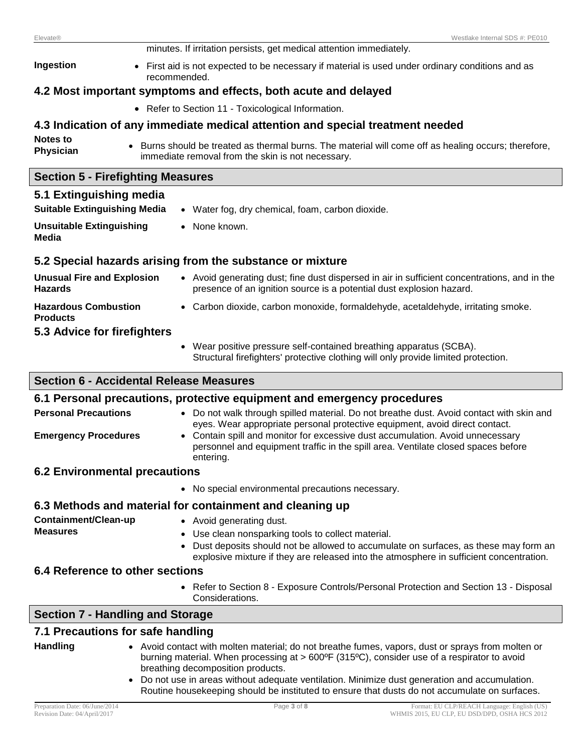minutes. If irritation persists, get medical attention immediately.

**Ingestion**

- First aid is not expected to be necessary if material is used under ordinary conditions and as recommended.

### 4.2 Most important symptoms and effects, both acute and delayed

- Refer to Section 11 - Toxicological Information.

### 4.3 Indication of any immediate medical attention and special treatment needed

**Notes to Physician**

- Burns should be treated as thermal burns. The material will come off as healing occurs; therefore, immediate removal from the skin is not necessary.

## Section 5 - Firefighting Measures

### 5.1 Extinguishing media

**Suitable Extinguishing Media**

- Water fog, dry chemical, foam, carbon dioxide.

**Unsuitable Extinguishing Media**

- None known.

### 5.2 Special hazards arising from the substance or mixture

**Unusual Fire and Explosion Hazards**

- Avoid generating dust; fine dust dispersed in air in sufficient concentrations, and in the presence of an ignition source is a potential dust explosion hazard.

**Hazardous Combustion Products**

- Carbon dioxide, carbon monoxide, formaldehyde, acetaldehyde, irritating smoke.

### 5.3 Advice for firefighters

- Wear positive pressure self-contained breathing apparatus (SCBA).
  Structural firefighters' protective clothing will only provide limited protection.

## Section 6 - Accidental Release Measures

### 6.1 Personal precautions, protective equipment and emergency procedures

**Personal Precautions**

- Do not walk through spilled material. Do not breathe dust. Avoid contact with skin and eyes. Wear appropriate personal protective equipment, avoid direct contact.

**Emergency Procedures**

- Contain spill and monitor for excessive dust accumulation. Avoid unnecessary personnel and equipment traffic in the spill area. Ventilate closed spaces before entering.

### 6.2 Environmental precautions

- No special environmental precautions necessary.

### 6.3 Methods and material for containment and cleaning up

**Containment/Clean-up Measures**

- Avoid generating dust.
- Use clean nonsparking tools to collect material.
- Dust deposits should not be allowed to accumulate on surfaces, as these may form an explosive mixture if they are released into the atmosphere in sufficient concentration.

### 6.4 Reference to other sections

- Refer to Section 8 - Exposure Controls/Personal Protection and Section 13 - Disposal Considerations.

## Section 7 - Handling and Storage

### 7.1 Precautions for safe handling

**Handling**

- Avoid contact with molten material; do not breathe fumes, vapors, dust or sprays from molten or burning material. When processing at > 600ºF (315ºC), consider use of a respirator to avoid breathing decomposition products.
- Do not use in areas without adequate ventilation. Minimize dust generation and accumulation. Routine housekeeping should be instituted to ensure that dusts do not accumulate on surfaces.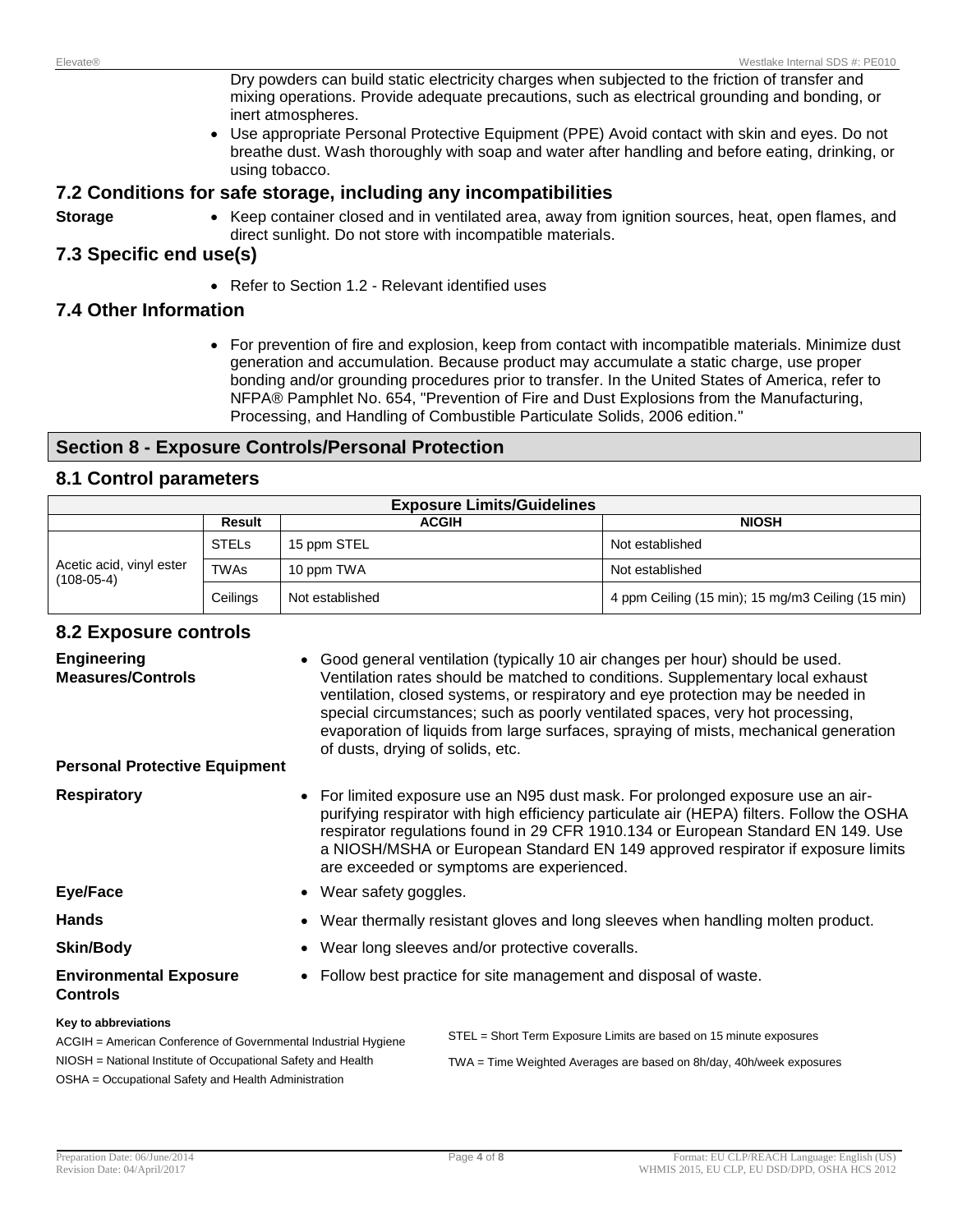Dry powders can build static electricity charges when subjected to the friction of transfer and mixing operations. Provide adequate precautions, such as electrical grounding and bonding, or inert atmospheres.

- Use appropriate Personal Protective Equipment (PPE) Avoid contact with skin and eyes. Do not breathe dust. Wash thoroughly with soap and water after handling and before eating, drinking, or using tobacco.

## 7.2 Conditions for safe storage, including any incompatibilities

**Storage**

- Keep container closed and in ventilated area, away from ignition sources, heat, open flames, and direct sunlight. Do not store with incompatible materials.

## 7.3 Specific end use(s)

- Refer to Section 1.2 - Relevant identified uses

## 7.4 Other Information

- For prevention of fire and explosion, keep from contact with incompatible materials. Minimize dust generation and accumulation. Because product may accumulate a static charge, use proper bonding and/or grounding procedures prior to transfer. In the United States of America, refer to NFPA® Pamphlet No. 654, "Prevention of Fire and Dust Explosions from the Manufacturing, Processing, and Handling of Combustible Particulate Solids, 2006 edition."

# Section 8 - Exposure Controls/Personal Protection

## 8.1 Control parameters

| Exposure Limits/Guidelines | | | |
|---|---|---|---|
| | **Result** | **ACGIH** | **NIOSH** |
| Acetic acid, vinyl ester (108-05-4) | STELs | 15 ppm STEL | Not established |
| | TWAs | 10 ppm TWA | Not established |
| | Ceilings | Not established | 4 ppm Ceiling (15 min); 15 mg/m3 Ceiling (15 min) |

## 8.2 Exposure controls

**Engineering Measures/Controls**

- Good general ventilation (typically 10 air changes per hour) should be used. Ventilation rates should be matched to conditions. Supplementary local exhaust ventilation, closed systems, or respiratory and eye protection may be needed in special circumstances; such as poorly ventilated spaces, very hot processing, evaporation of liquids from large surfaces, spraying of mists, mechanical generation of dusts, drying of solids, etc.

**Personal Protective Equipment**

**Respiratory**

- For limited exposure use an N95 dust mask. For prolonged exposure use an air-purifying respirator with high efficiency particulate air (HEPA) filters. Follow the OSHA respirator regulations found in 29 CFR 1910.134 or European Standard EN 149. Use a NIOSH/MSHA or European Standard EN 149 approved respirator if exposure limits are exceeded or symptoms are experienced.

**Eye/Face**

- Wear safety goggles.

**Hands**

- Wear thermally resistant gloves and long sleeves when handling molten product.

**Skin/Body**

- Wear long sleeves and/or protective coveralls.

**Environmental Exposure Controls**

- Follow best practice for site management and disposal of waste.

**Key to abbreviations**

ACGIH = American Conference of Governmental Industrial Hygiene
NIOSH = National Institute of Occupational Safety and Health
OSHA = Occupational Safety and Health Administration
STEL = Short Term Exposure Limits are based on 15 minute exposures
TWA = Time Weighted Averages are based on 8h/day, 40h/week exposures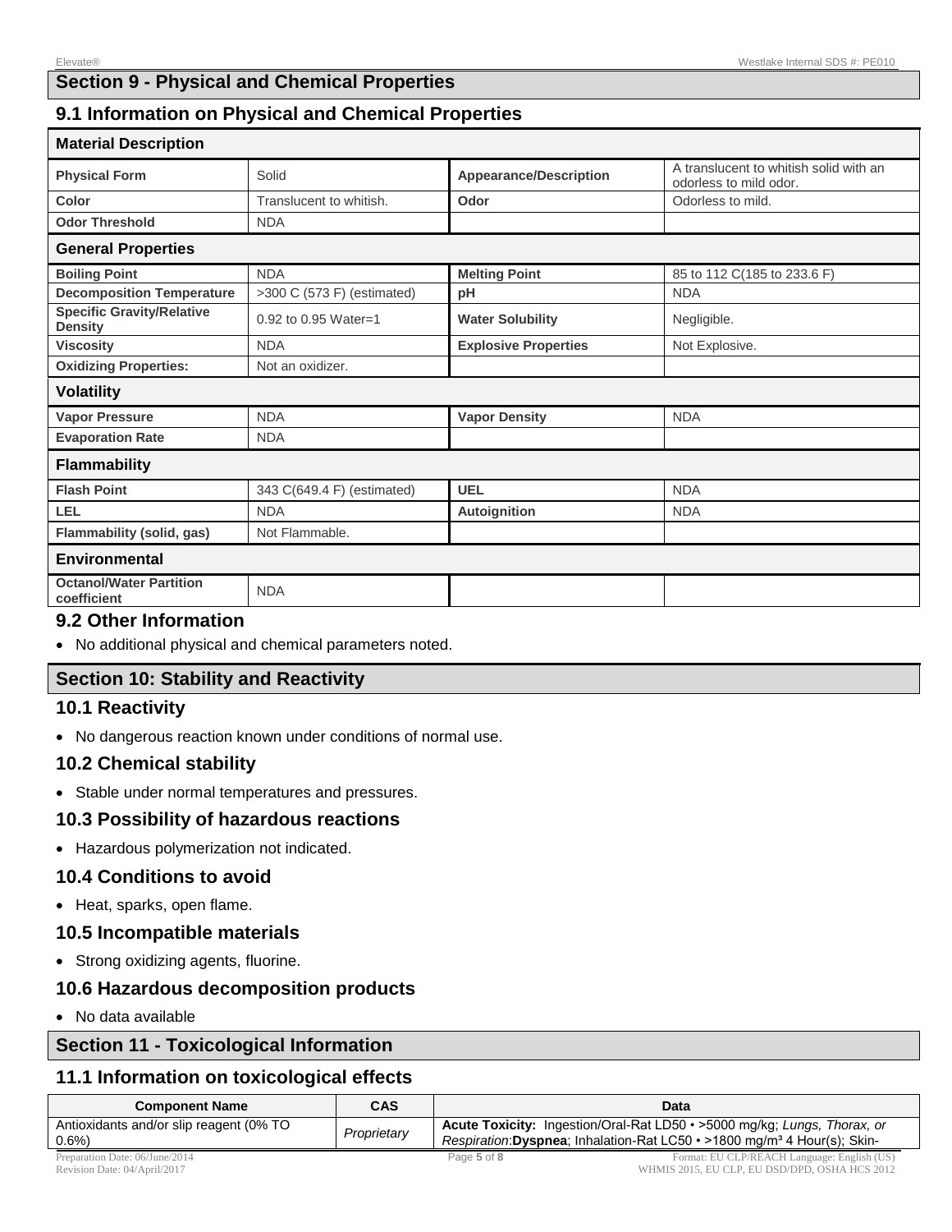## Section 9 - Physical and Chemical Properties

### 9.1 Information on Physical and Chemical Properties

| Material Description | | | |
|---|---|---|---|
| **Physical Form** | Solid | **Appearance/Description** | A translucent to whitish solid with an odorless to mild odor. |
| **Color** | Translucent to whitish. | **Odor** | Odorless to mild. |
| **Odor Threshold** | NDA | | |
| **General Properties** | | | |
| **Boiling Point** | NDA | **Melting Point** | 85 to 112 C(185 to 233.6 F) |
| **Decomposition Temperature** | >300 C (573 F) (estimated) | **pH** | NDA |
| **Specific Gravity/Relative Density** | 0.92 to 0.95 Water=1 | **Water Solubility** | Negligible. |
| **Viscosity** | NDA | **Explosive Properties** | Not Explosive. |
| **Oxidizing Properties:** | Not an oxidizer. | | |
| **Volatility** | | | |
| **Vapor Pressure** | NDA | **Vapor Density** | NDA |
| **Evaporation Rate** | NDA | | |
| **Flammability** | | | |
| **Flash Point** | 343 C(649.4 F) (estimated) | **UEL** | NDA |
| **LEL** | NDA | **Autoignition** | NDA |
| **Flammability (solid, gas)** | Not Flammable. | | |
| **Environmental** | | | |
| **Octanol/Water Partition coefficient** | NDA | | |

### 9.2 Other Information

- No additional physical and chemical parameters noted.

## Section 10: Stability and Reactivity

### 10.1 Reactivity

- No dangerous reaction known under conditions of normal use.

### 10.2 Chemical stability

- Stable under normal temperatures and pressures.

### 10.3 Possibility of hazardous reactions

- Hazardous polymerization not indicated.

### 10.4 Conditions to avoid

- Heat, sparks, open flame.

### 10.5 Incompatible materials

- Strong oxidizing agents, fluorine.

### 10.6 Hazardous decomposition products

- No data available

## Section 11 - Toxicological Information

### 11.1 Information on toxicological effects

| Component Name | CAS | Data |
|---|---|---|
| Antioxidants and/or slip reagent (0% TO 0.6%) | *Proprietary* | **Acute Toxicity:** Ingestion/Oral-Rat LD50 • >5000 mg/kg; *Lungs, Thorax, or Respiration*:**Dyspnea**; Inhalation-Rat LC50 • >1800 mg/m³ 4 Hour(s); Skin- |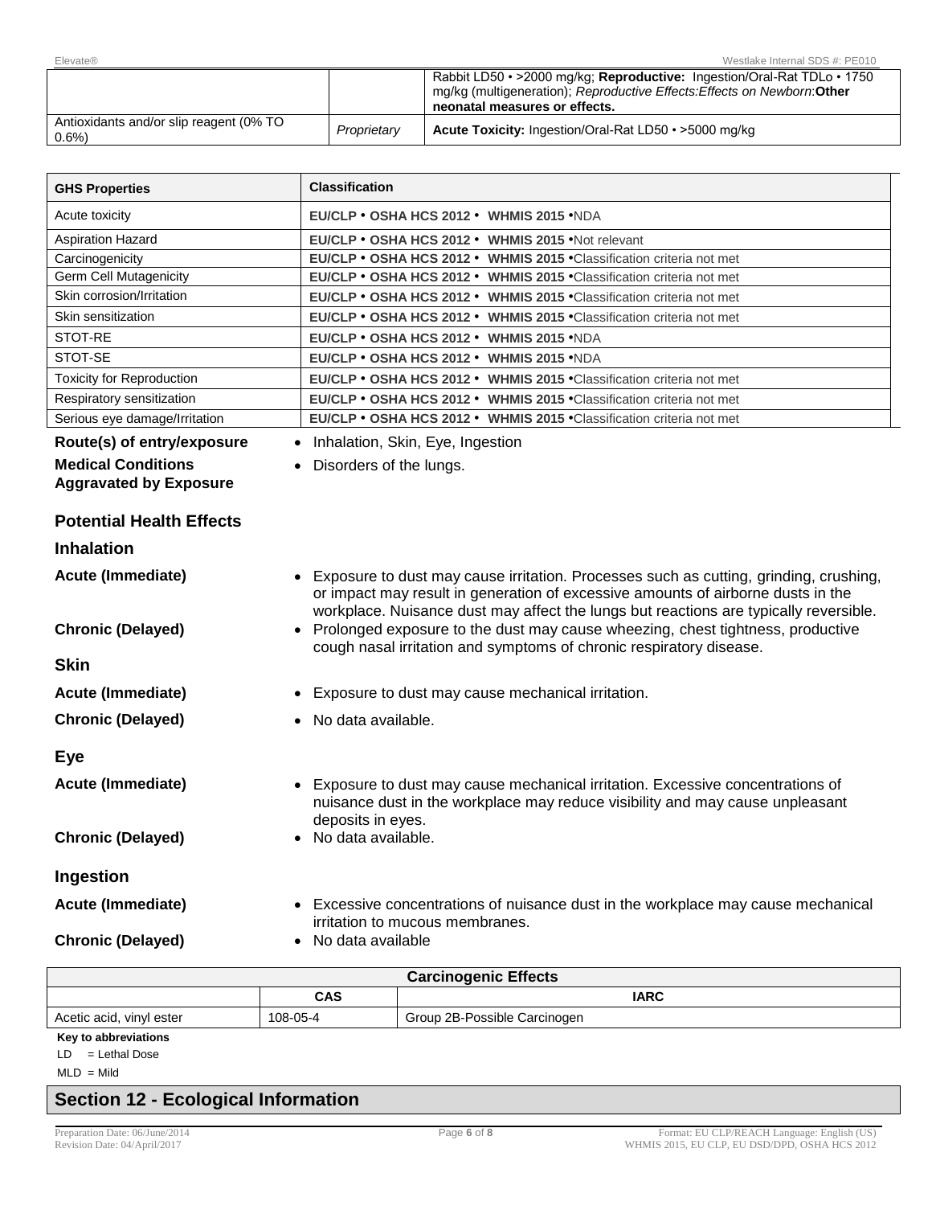| | | |
|---|---|---|
| | | Rabbit LD50 • >2000 mg/kg; **Reproductive:** Ingestion/Oral-Rat TDLo • 1750 mg/kg (multigeneration); *Reproductive Effects:Effects on Newborn*:**Other neonatal measures or effects.** |
| Antioxidants and/or slip reagent (0% TO 0.6%) | *Proprietary* | **Acute Toxicity:** Ingestion/Oral-Rat LD50 • >5000 mg/kg |

| GHS Properties | Classification |
|---|---|
| Acute toxicity | **EU/CLP • OSHA HCS 2012 • WHMIS 2015 •**NDA |
| Aspiration Hazard | **EU/CLP • OSHA HCS 2012 • WHMIS 2015 •**Not relevant |
| Carcinogenicity | **EU/CLP • OSHA HCS 2012 • WHMIS 2015 •**Classification criteria not met |
| Germ Cell Mutagenicity | **EU/CLP • OSHA HCS 2012 • WHMIS 2015 •**Classification criteria not met |
| Skin corrosion/Irritation | **EU/CLP • OSHA HCS 2012 • WHMIS 2015 •**Classification criteria not met |
| Skin sensitization | **EU/CLP • OSHA HCS 2012 • WHMIS 2015 •**Classification criteria not met |
| STOT-RE | **EU/CLP • OSHA HCS 2012 • WHMIS 2015 •**NDA |
| STOT-SE | **EU/CLP • OSHA HCS 2012 • WHMIS 2015 •**NDA |
| Toxicity for Reproduction | **EU/CLP • OSHA HCS 2012 • WHMIS 2015 •**Classification criteria not met |
| Respiratory sensitization | **EU/CLP • OSHA HCS 2012 • WHMIS 2015 •**Classification criteria not met |
| Serious eye damage/Irritation | **EU/CLP • OSHA HCS 2012 • WHMIS 2015 •**Classification criteria not met |

**Route(s) of entry/exposure**
- Inhalation, Skin, Eye, Ingestion

**Medical Conditions Aggravated by Exposure**
- Disorders of the lungs.

### Potential Health Effects

### Inhalation

**Acute (Immediate)**
- Exposure to dust may cause irritation. Processes such as cutting, grinding, crushing, or impact may result in generation of excessive amounts of airborne dusts in the workplace. Nuisance dust may affect the lungs but reactions are typically reversible.

**Chronic (Delayed)**
- Prolonged exposure to the dust may cause wheezing, chest tightness, productive cough nasal irritation and symptoms of chronic respiratory disease.

### Skin

**Acute (Immediate)**
- Exposure to dust may cause mechanical irritation.

**Chronic (Delayed)**
- No data available.

### Eye

**Acute (Immediate)**
- Exposure to dust may cause mechanical irritation. Excessive concentrations of nuisance dust in the workplace may reduce visibility and may cause unpleasant deposits in eyes.

**Chronic (Delayed)**
- No data available.

### Ingestion

**Acute (Immediate)**
- Excessive concentrations of nuisance dust in the workplace may cause mechanical irritation to mucous membranes.

**Chronic (Delayed)**
- No data available

| Carcinogenic Effects | | |
|---|---|---|
| | **CAS** | **IARC** |
| Acetic acid, vinyl ester | 108-05-4 | Group 2B-Possible Carcinogen |

**Key to abbreviations**

LD = Lethal Dose

MLD = Mild

## Section 12 - Ecological Information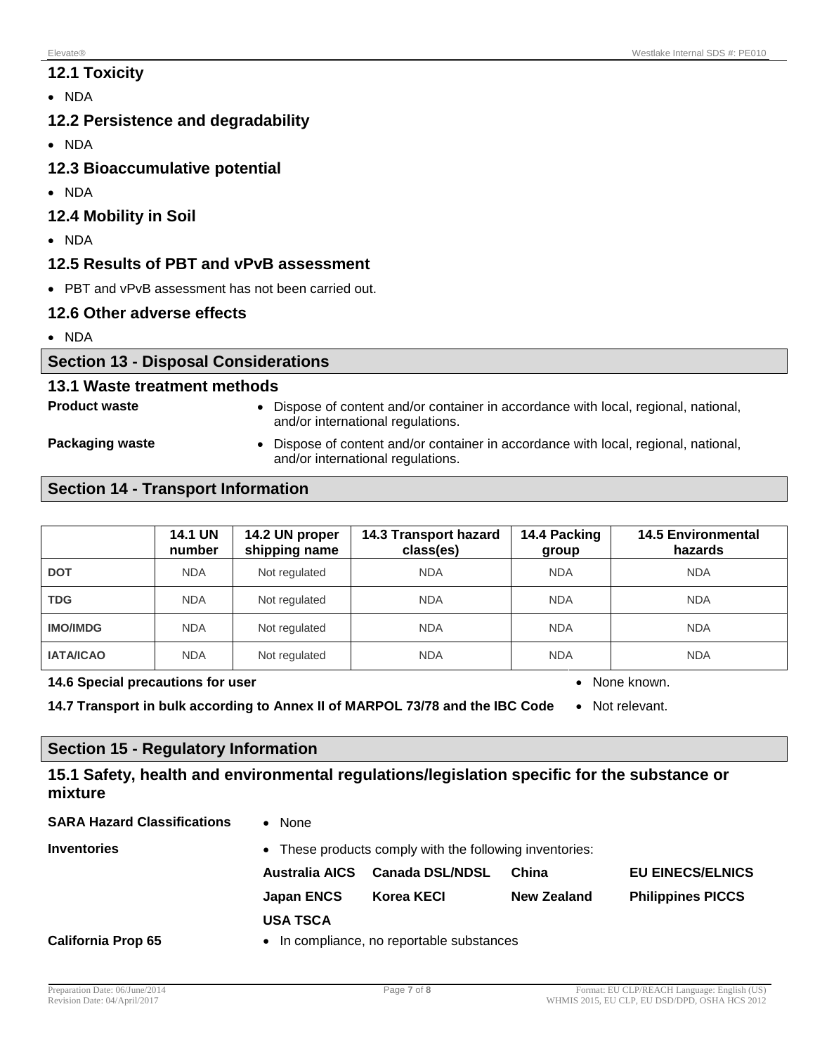### 12.1 Toxicity

- NDA

### 12.2 Persistence and degradability

- NDA

### 12.3 Bioaccumulative potential

- NDA

### 12.4 Mobility in Soil

- NDA

### 12.5 Results of PBT and vPvB assessment

- PBT and vPvB assessment has not been carried out.

### 12.6 Other adverse effects

- NDA

## Section 13 - Disposal Considerations

### 13.1 Waste treatment methods

**Product waste**
- Dispose of content and/or container in accordance with local, regional, national, and/or international regulations.

**Packaging waste**
- Dispose of content and/or container in accordance with local, regional, national, and/or international regulations.

## Section 14 - Transport Information

| | 14.1 UN number | 14.2 UN proper shipping name | 14.3 Transport hazard class(es) | 14.4 Packing group | 14.5 Environmental hazards |
|---|---|---|---|---|---|
| **DOT** | NDA | Not regulated | NDA | NDA | NDA |
| **TDG** | NDA | Not regulated | NDA | NDA | NDA |
| **IMO/IMDG** | NDA | Not regulated | NDA | NDA | NDA |
| **IATA/ICAO** | NDA | Not regulated | NDA | NDA | NDA |

**14.6 Special precautions for user**
- None known.

**14.7 Transport in bulk according to Annex II of MARPOL 73/78 and the IBC Code**
- Not relevant.

## Section 15 - Regulatory Information

### 15.1 Safety, health and environmental regulations/legislation specific for the substance or mixture

**SARA Hazard Classifications**
- None

**Inventories**
- These products comply with the following inventories:

| | | | |
|---|---|---|---|
| **Australia AICS** | **Canada DSL/NDSL** | **China** | **EU EINECS/ELNICS** |
| **Japan ENCS** | **Korea KECI** | **New Zealand** | **Philippines PICCS** |
| **USA TSCA** | | | |

**California Prop 65**
- In compliance, no reportable substances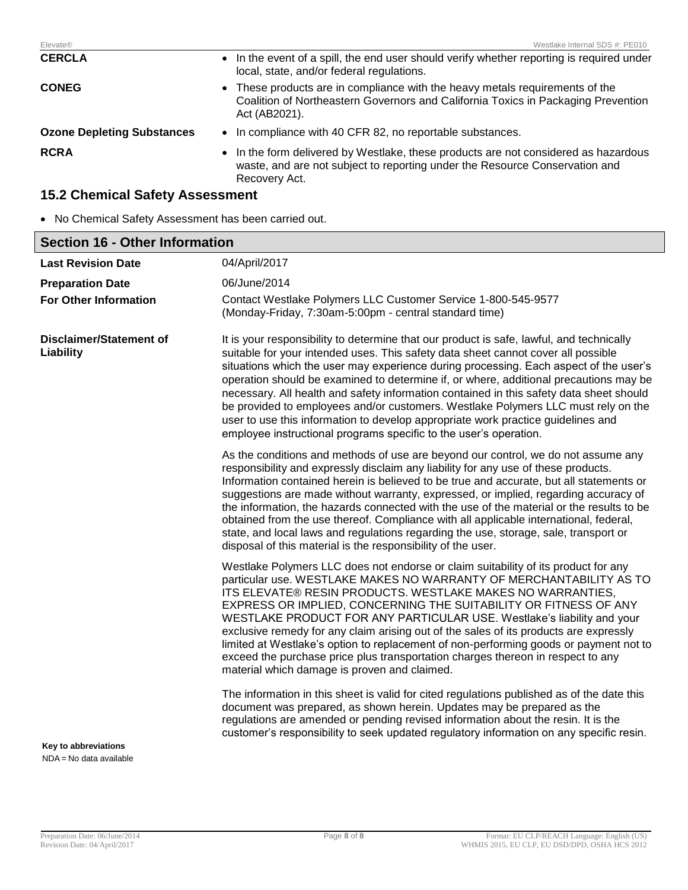| | |
|---|---|
| **CERCLA** | • In the event of a spill, the end user should verify whether reporting is required under local, state, and/or federal regulations. |
| **CONEG** | • These products are in compliance with the heavy metals requirements of the Coalition of Northeastern Governors and California Toxics in Packaging Prevention Act (AB2021). |
| **Ozone Depleting Substances** | • In compliance with 40 CFR 82, no reportable substances. |
| **RCRA** | • In the form delivered by Westlake, these products are not considered as hazardous waste, and are not subject to reporting under the Resource Conservation and Recovery Act. |

## 15.2 Chemical Safety Assessment

- No Chemical Safety Assessment has been carried out.

## Section 16 - Other Information

**Last Revision Date** 04/April/2017

**Preparation Date** 06/June/2014

**For Other Information** Contact Westlake Polymers LLC Customer Service 1-800-545-9577 (Monday-Friday, 7:30am-5:00pm - central standard time)

**Disclaimer/Statement of Liability**

It is your responsibility to determine that our product is safe, lawful, and technically suitable for your intended uses. This safety data sheet cannot cover all possible situations which the user may experience during processing. Each aspect of the user's operation should be examined to determine if, or where, additional precautions may be necessary. All health and safety information contained in this safety data sheet should be provided to employees and/or customers. Westlake Polymers LLC must rely on the user to use this information to develop appropriate work practice guidelines and employee instructional programs specific to the user's operation.

As the conditions and methods of use are beyond our control, we do not assume any responsibility and expressly disclaim any liability for any use of these products. Information contained herein is believed to be true and accurate, but all statements or suggestions are made without warranty, expressed, or implied, regarding accuracy of the information, the hazards connected with the use of the material or the results to be obtained from the use thereof. Compliance with all applicable international, federal, state, and local laws and regulations regarding the use, storage, sale, transport or disposal of this material is the responsibility of the user.

Westlake Polymers LLC does not endorse or claim suitability of its product for any particular use. WESTLAKE MAKES NO WARRANTY OF MERCHANTABILITY AS TO ITS ELEVATE® RESIN PRODUCTS. WESTLAKE MAKES NO WARRANTIES, EXPRESS OR IMPLIED, CONCERNING THE SUITABILITY OR FITNESS OF ANY WESTLAKE PRODUCT FOR ANY PARTICULAR USE. Westlake's liability and your exclusive remedy for any claim arising out of the sales of its products are expressly limited at Westlake's option to replacement of non-performing goods or payment not to exceed the purchase price plus transportation charges thereon in respect to any material which damage is proven and claimed.

The information in this sheet is valid for cited regulations published as of the date this document was prepared, as shown herein. Updates may be prepared as the regulations are amended or pending revised information about the resin. It is the customer's responsibility to seek updated regulatory information on any specific resin.

**Key to abbreviations**

NDA = No data available